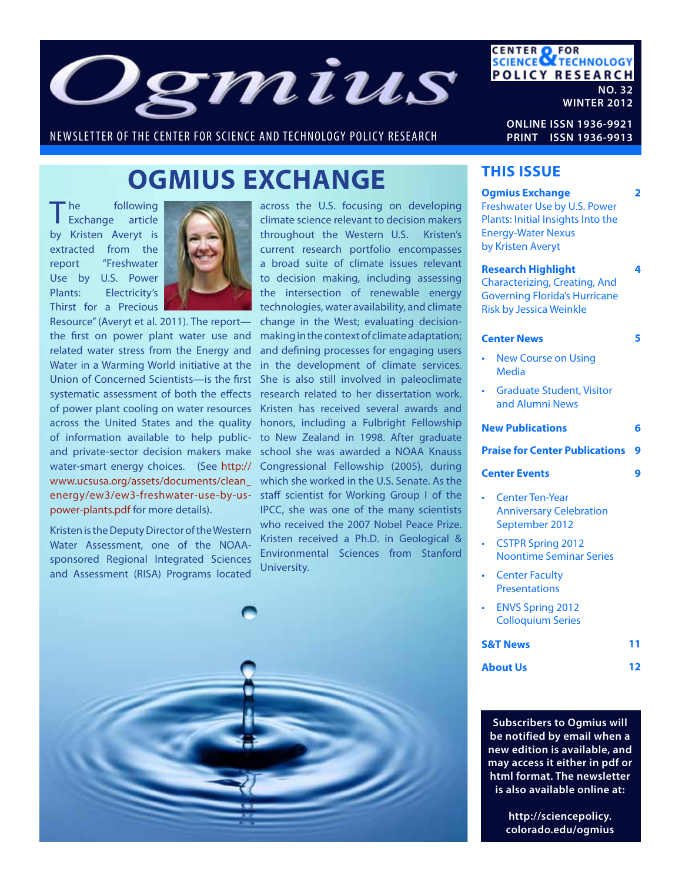# Ogmius

NEWSLETTER OF THE CENTER FOR SCIENCE AND TECHNOLOGY POLICY RESEARCH

CENTER FOR SCIENCE & TECHNOLOGY POLICY RESEARCH

NO. 32
WINTER 2012

ONLINE ISSN 1936-9921
PRINT ISSN 1936-9913

## OGMIUS EXCHANGE

The following Exchange article by Kristen Averyt is extracted from the report "Freshwater Use by U.S. Power Plants: Electricity's Thirst for a Precious Resource" (Averyt et al. 2011). The report—the first on power plant water use and related water stress from the Energy and Water in a Warming World initiative at the Union of Concerned Scientists—is the first systematic assessment of both the effects of power plant cooling on water resources across the United States and the quality of information available to help public- and private-sector decision makers make water-smart energy choices. (See http://www.ucsusa.org/assets/documents/clean_energy/ew3/ew3-freshwater-use-by-us-power-plants.pdf for more details).

Kristen is the Deputy Director of the Western Water Assessment, one of the NOAA-sponsored Regional Integrated Sciences and Assessment (RISA) Programs located across the U.S. focusing on developing climate science relevant to decision makers throughout the Western U.S. Kristen's current research portfolio encompasses a broad suite of climate issues relevant to decision making, including assessing the intersection of renewable energy technologies, water availability, and climate change in the West; evaluating decision-making in the context of climate adaptation; and defining processes for engaging users in the development of climate services. She is also still involved in paleoclimate research related to her dissertation work. Kristen has received several awards and honors, including a Fulbright Fellowship to New Zealand in 1998. After graduate school she was awarded a NOAA Knauss Congressional Fellowship (2005), during which she worked in the U.S. Senate. As the staff scientist for Working Group I of the IPCC, she was one of the many scientists who received the 2007 Nobel Peace Prize. Kristen received a Ph.D. in Geological & Environmental Sciences from Stanford University.

## THIS ISSUE

**Ogmius Exchange** — 2
Freshwater Use by U.S. Power Plants: Initial Insights Into the Energy-Water Nexus by Kristen Averyt

**Research Highlight** — 4
Characterizing, Creating, And Governing Florida's Hurricane Risk by Jessica Weinkle

**Center News** — 5
- New Course on Using Media
- Graduate Student, Visitor and Alumni News

**New Publications** — 6

**Praise for Center Publications** — 9

**Center Events** — 9
- Center Ten-Year Anniversary Celebration September 2012
- CSTPR Spring 2012 Noontime Seminar Series
- Center Faculty Presentations
- ENVS Spring 2012 Colloquium Series

**S&T News** — 11

**About Us** — 12

**Subscribers to Ogmius will be notified by email when a new edition is available, and may access it either in pdf or html format. The newsletter is also available online at:**

**http://sciencepolicy.colorado.edu/ogmius**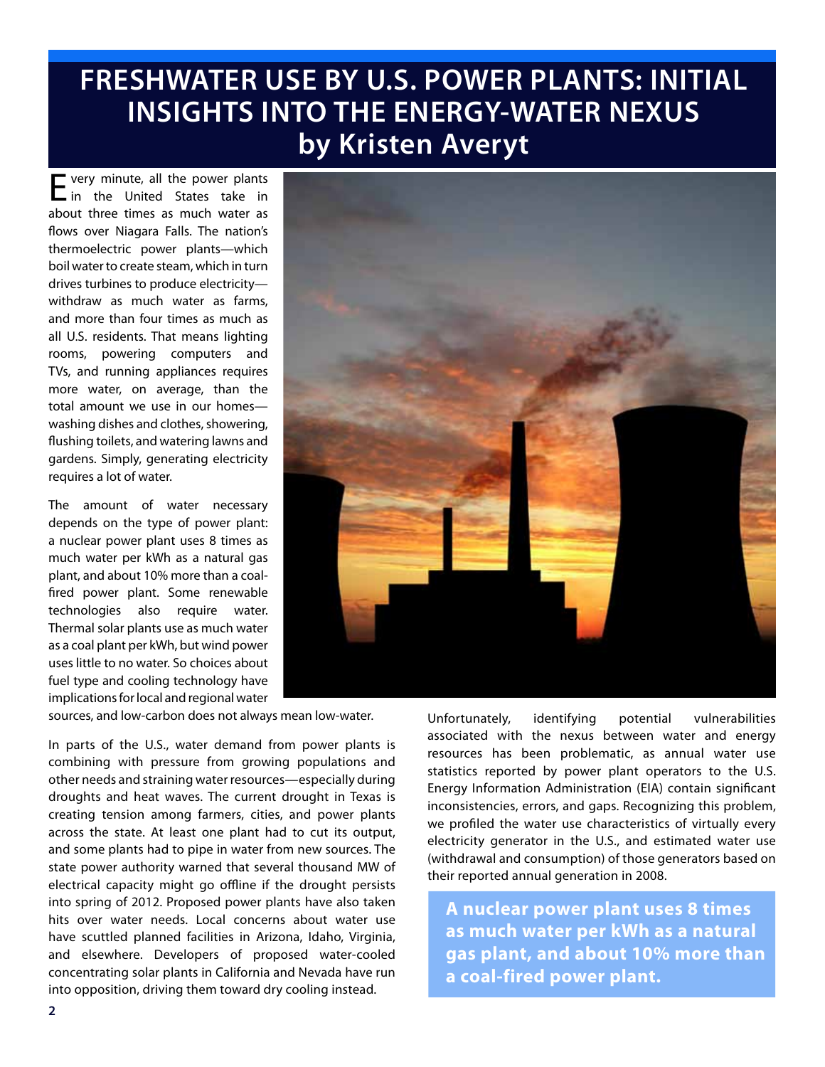# FRESHWATER USE BY U.S. POWER PLANTS: INITIAL INSIGHTS INTO THE ENERGY-WATER NEXUS by Kristen Averyt

Every minute, all the power plants in the United States take in about three times as much water as flows over Niagara Falls. The nation's thermoelectric power plants—which boil water to create steam, which in turn drives turbines to produce electricity—withdraw as much water as farms, and more than four times as much as all U.S. residents. That means lighting rooms, powering computers and TVs, and running appliances requires more water, on average, than the total amount we use in our homes—washing dishes and clothes, showering, flushing toilets, and watering lawns and gardens. Simply, generating electricity requires a lot of water.

The amount of water necessary depends on the type of power plant: a nuclear power plant uses 8 times as much water per kWh as a natural gas plant, and about 10% more than a coal-fired power plant. Some renewable technologies also require water. Thermal solar plants use as much water as a coal plant per kWh, but wind power uses little to no water. So choices about fuel type and cooling technology have implications for local and regional water sources, and low-carbon does not always mean low-water.

In parts of the U.S., water demand from power plants is combining with pressure from growing populations and other needs and straining water resources—especially during droughts and heat waves. The current drought in Texas is creating tension among farmers, cities, and power plants across the state. At least one plant had to cut its output, and some plants had to pipe in water from new sources. The state power authority warned that several thousand MW of electrical capacity might go offline if the drought persists into spring of 2012. Proposed power plants have also taken hits over water needs. Local concerns about water use have scuttled planned facilities in Arizona, Idaho, Virginia, and elsewhere. Developers of proposed water-cooled concentrating solar plants in California and Nevada have run into opposition, driving them toward dry cooling instead.

Unfortunately, identifying potential vulnerabilities associated with the nexus between water and energy resources has been problematic, as annual water use statistics reported by power plant operators to the U.S. Energy Information Administration (EIA) contain significant inconsistencies, errors, and gaps. Recognizing this problem, we profiled the water use characteristics of virtually every electricity generator in the U.S., and estimated water use (withdrawal and consumption) of those generators based on their reported annual generation in 2008.

**A nuclear power plant uses 8 times as much water per kWh as a natural gas plant, and about 10% more than a coal-fired power plant.**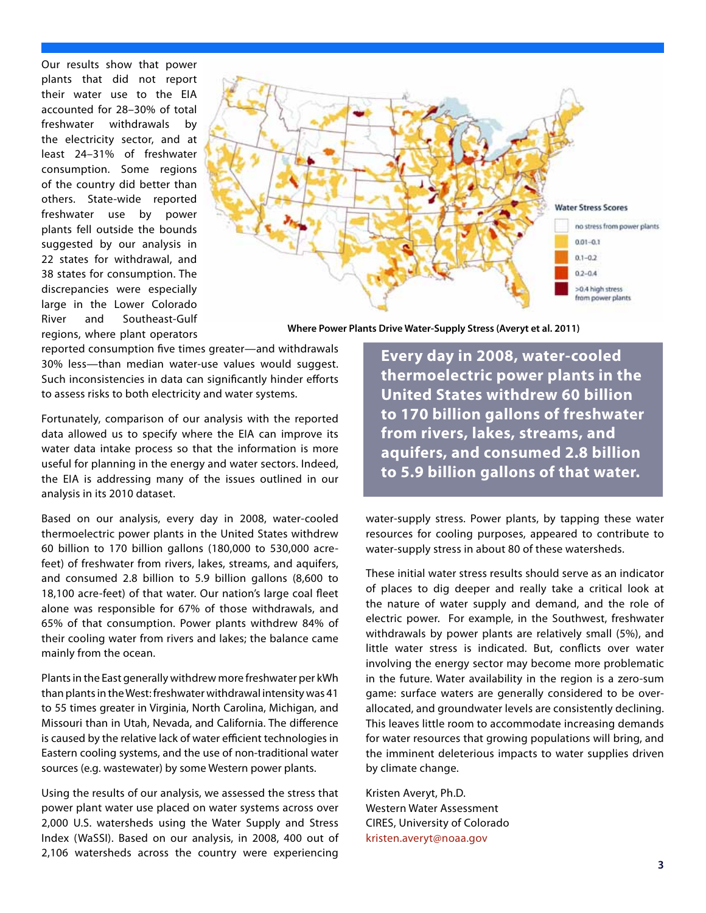Our results show that power plants that did not report their water use to the EIA accounted for 28–30% of total freshwater withdrawals by the electricity sector, and at least 24–31% of freshwater consumption. Some regions of the country did better than others. State-wide reported freshwater use by power plants fell outside the bounds suggested by our analysis in 22 states for withdrawal, and 38 states for consumption. The discrepancies were especially large in the Lower Colorado River and Southeast-Gulf regions, where plant operators reported consumption five times greater—and withdrawals 30% less—than median water-use values would suggest. Such inconsistencies in data can significantly hinder efforts to assess risks to both electricity and water systems.

Water Stress Scores

- no stress from power plants
- 0.01–0.1
- 0.1–0.2
- 0.2–0.4
- >0.4 high stress from power plants

**Where Power Plants Drive Water-Supply Stress (Averyt et al. 2011)**

Fortunately, comparison of our analysis with the reported data allowed us to specify where the EIA can improve its water data intake process so that the information is more useful for planning in the energy and water sectors. Indeed, the EIA is addressing many of the issues outlined in our analysis in its 2010 dataset.

Based on our analysis, every day in 2008, water-cooled thermoelectric power plants in the United States withdrew 60 billion to 170 billion gallons (180,000 to 530,000 acre-feet) of freshwater from rivers, lakes, streams, and aquifers, and consumed 2.8 billion to 5.9 billion gallons (8,600 to 18,100 acre-feet) of that water. Our nation's large coal fleet alone was responsible for 67% of those withdrawals, and 65% of that consumption. Power plants withdrew 84% of their cooling water from rivers and lakes; the balance came mainly from the ocean.

Plants in the East generally withdrew more freshwater per kWh than plants in the West: freshwater withdrawal intensity was 41 to 55 times greater in Virginia, North Carolina, Michigan, and Missouri than in Utah, Nevada, and California. The difference is caused by the relative lack of water efficient technologies in Eastern cooling systems, and the use of non-traditional water sources (e.g. wastewater) by some Western power plants.

Using the results of our analysis, we assessed the stress that power plant water use placed on water systems across over 2,000 U.S. watersheds using the Water Supply and Stress Index (WaSSI). Based on our analysis, in 2008, 400 out of 2,106 watersheds across the country were experiencing water-supply stress. Power plants, by tapping these water resources for cooling purposes, appeared to contribute to water-supply stress in about 80 of these watersheds.

**Every day in 2008, water-cooled thermoelectric power plants in the United States withdrew 60 billion to 170 billion gallons of freshwater from rivers, lakes, streams, and aquifers, and consumed 2.8 billion to 5.9 billion gallons of that water.**

These initial water stress results should serve as an indicator of places to dig deeper and really take a critical look at the nature of water supply and demand, and the role of electric power. For example, in the Southwest, freshwater withdrawals by power plants are relatively small (5%), and little water stress is indicated. But, conflicts over water involving the energy sector may become more problematic in the future. Water availability in the region is a zero-sum game: surface waters are generally considered to be over-allocated, and groundwater levels are consistently declining. This leaves little room to accommodate increasing demands for water resources that growing populations will bring, and the imminent deleterious impacts to water supplies driven by climate change.

Kristen Averyt, Ph.D.
Western Water Assessment
CIRES, University of Colorado
kristen.averyt@noaa.gov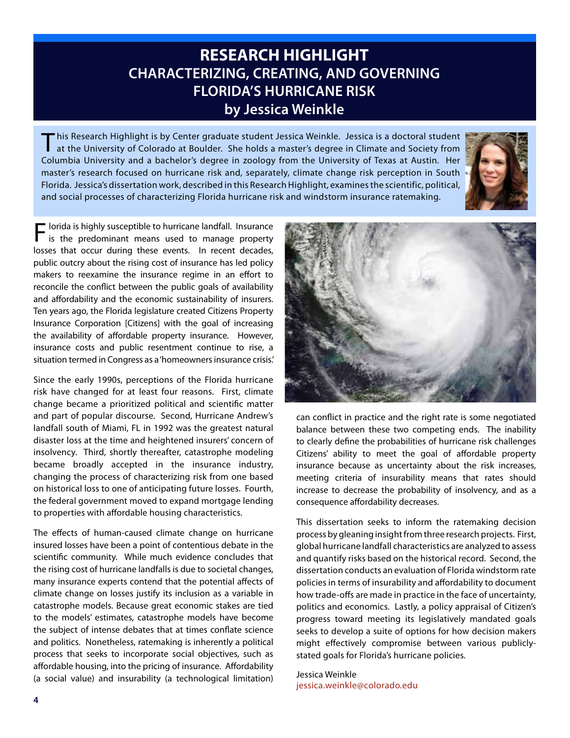# RESEARCH HIGHLIGHT
## CHARACTERIZING, CREATING, AND GOVERNING FLORIDA'S HURRICANE RISK
### by Jessica Weinkle

This Research Highlight is by Center graduate student Jessica Weinkle. Jessica is a doctoral student at the University of Colorado at Boulder. She holds a master's degree in Climate and Society from Columbia University and a bachelor's degree in zoology from the University of Texas at Austin. Her master's research focused on hurricane risk and, separately, climate change risk perception in South Florida. Jessica's dissertation work, described in this Research Highlight, examines the scientific, political, and social processes of characterizing Florida hurricane risk and windstorm insurance ratemaking.

Florida is highly susceptible to hurricane landfall. Insurance is the predominant means used to manage property losses that occur during these events. In recent decades, public outcry about the rising cost of insurance has led policy makers to reexamine the insurance regime in an effort to reconcile the conflict between the public goals of availability and affordability and the economic sustainability of insurers. Ten years ago, the Florida legislature created Citizens Property Insurance Corporation [Citizens] with the goal of increasing the availability of affordable property insurance. However, insurance costs and public resentment continue to rise, a situation termed in Congress as a 'homeowners insurance crisis.'

Since the early 1990s, perceptions of the Florida hurricane risk have changed for at least four reasons. First, climate change became a prioritized political and scientific matter and part of popular discourse. Second, Hurricane Andrew's landfall south of Miami, FL in 1992 was the greatest natural disaster loss at the time and heightened insurers' concern of insolvency. Third, shortly thereafter, catastrophe modeling became broadly accepted in the insurance industry, changing the process of characterizing risk from one based on historical loss to one of anticipating future losses. Fourth, the federal government moved to expand mortgage lending to properties with affordable housing characteristics.

The effects of human-caused climate change on hurricane insured losses have been a point of contentious debate in the scientific community. While much evidence concludes that the rising cost of hurricane landfalls is due to societal changes, many insurance experts contend that the potential affects of climate change on losses justify its inclusion as a variable in catastrophe models. Because great economic stakes are tied to the models' estimates, catastrophe models have become the subject of intense debates that at times conflate science and politics. Nonetheless, ratemaking is inherently a political process that seeks to incorporate social objectives, such as affordable housing, into the pricing of insurance. Affordability (a social value) and insurability (a technological limitation) can conflict in practice and the right rate is some negotiated balance between these two competing ends. The inability to clearly define the probabilities of hurricane risk challenges Citizens' ability to meet the goal of affordable property insurance because as uncertainty about the risk increases, meeting criteria of insurability means that rates should increase to decrease the probability of insolvency, and as a consequence affordability decreases.

This dissertation seeks to inform the ratemaking decision process by gleaning insight from three research projects. First, global hurricane landfall characteristics are analyzed to assess and quantify risks based on the historical record. Second, the dissertation conducts an evaluation of Florida windstorm rate policies in terms of insurability and affordability to document how trade-offs are made in practice in the face of uncertainty, politics and economics. Lastly, a policy appraisal of Citizen's progress toward meeting its legislatively mandated goals seeks to develop a suite of options for how decision makers might effectively compromise between various publicly-stated goals for Florida's hurricane policies.

Jessica Weinkle
jessica.weinkle@colorado.edu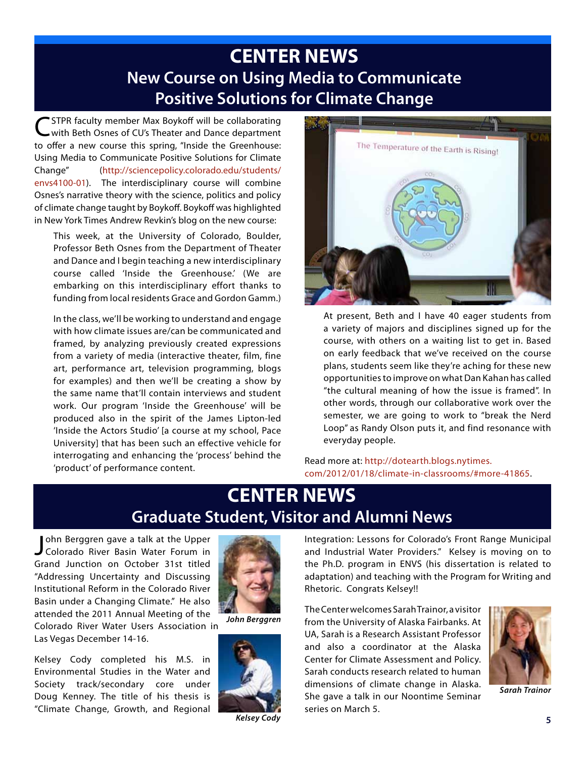# CENTER NEWS

## New Course on Using Media to Communicate Positive Solutions for Climate Change

CSTPR faculty member Max Boykoff will be collaborating with Beth Osnes of CU's Theater and Dance department to offer a new course this spring, "Inside the Greenhouse: Using Media to Communicate Positive Solutions for Climate Change" (http://sciencepolicy.colorado.edu/students/envs4100-01). The interdisciplinary course will combine Osnes's narrative theory with the science, politics and policy of climate change taught by Boykoff. Boykoff was highlighted in New York Times Andrew Revkin's blog on the new course:

> This week, at the University of Colorado, Boulder, Professor Beth Osnes from the Department of Theater and Dance and I begin teaching a new interdisciplinary course called 'Inside the Greenhouse.' (We are embarking on this interdisciplinary effort thanks to funding from local residents Grace and Gordon Gamm.)
>
> In the class, we'll be working to understand and engage with how climate issues are/can be communicated and framed, by analyzing previously created expressions from a variety of media (interactive theater, film, fine art, performance art, television programming, blogs for examples) and then we'll be creating a show by the same name that'll contain interviews and student work. Our program 'Inside the Greenhouse' will be produced also in the spirit of the James Lipton-led 'Inside the Actors Studio' [a course at my school, Pace University] that has been such an effective vehicle for interrogating and enhancing the 'process' behind the 'product' of performance content.
>
> At present, Beth and I have 40 eager students from a variety of majors and disciplines signed up for the course, with others on a waiting list to get in. Based on early feedback that we've received on the course plans, students seem like they're aching for these new opportunities to improve on what Dan Kahan has called "the cultural meaning of how the issue is framed". In other words, through our collaborative work over the semester, we are going to work to "break the Nerd Loop" as Randy Olson puts it, and find resonance with everyday people.

Read more at: http://dotearth.blogs.nytimes.com/2012/01/18/climate-in-classrooms/#more-41865.

# CENTER NEWS

## Graduate Student, Visitor and Alumni News

John Berggren gave a talk at the Upper Colorado River Basin Water Forum in Grand Junction on October 31st titled "Addressing Uncertainty and Discussing Institutional Reform in the Colorado River Basin under a Changing Climate." He also attended the 2011 Annual Meeting of the Colorado River Water Users Association in Las Vegas December 14-16.

*John Berggren*

Kelsey Cody completed his M.S. in Environmental Studies in the Water and Society track/secondary core under Doug Kenney. The title of his thesis is "Climate Change, Growth, and Regional Integration: Lessons for Colorado's Front Range Municipal and Industrial Water Providers." Kelsey is moving on to the Ph.D. program in ENVS (his dissertation is related to adaptation) and teaching with the Program for Writing and Rhetoric. Congrats Kelsey!!

*Kelsey Cody*

The Center welcomes Sarah Trainor, a visitor from the University of Alaska Fairbanks. At UA, Sarah is a Research Assistant Professor and also a coordinator at the Alaska Center for Climate Assessment and Policy. Sarah conducts research related to human dimensions of climate change in Alaska. She gave a talk in our Noontime Seminar series on March 5.

*Sarah Trainor*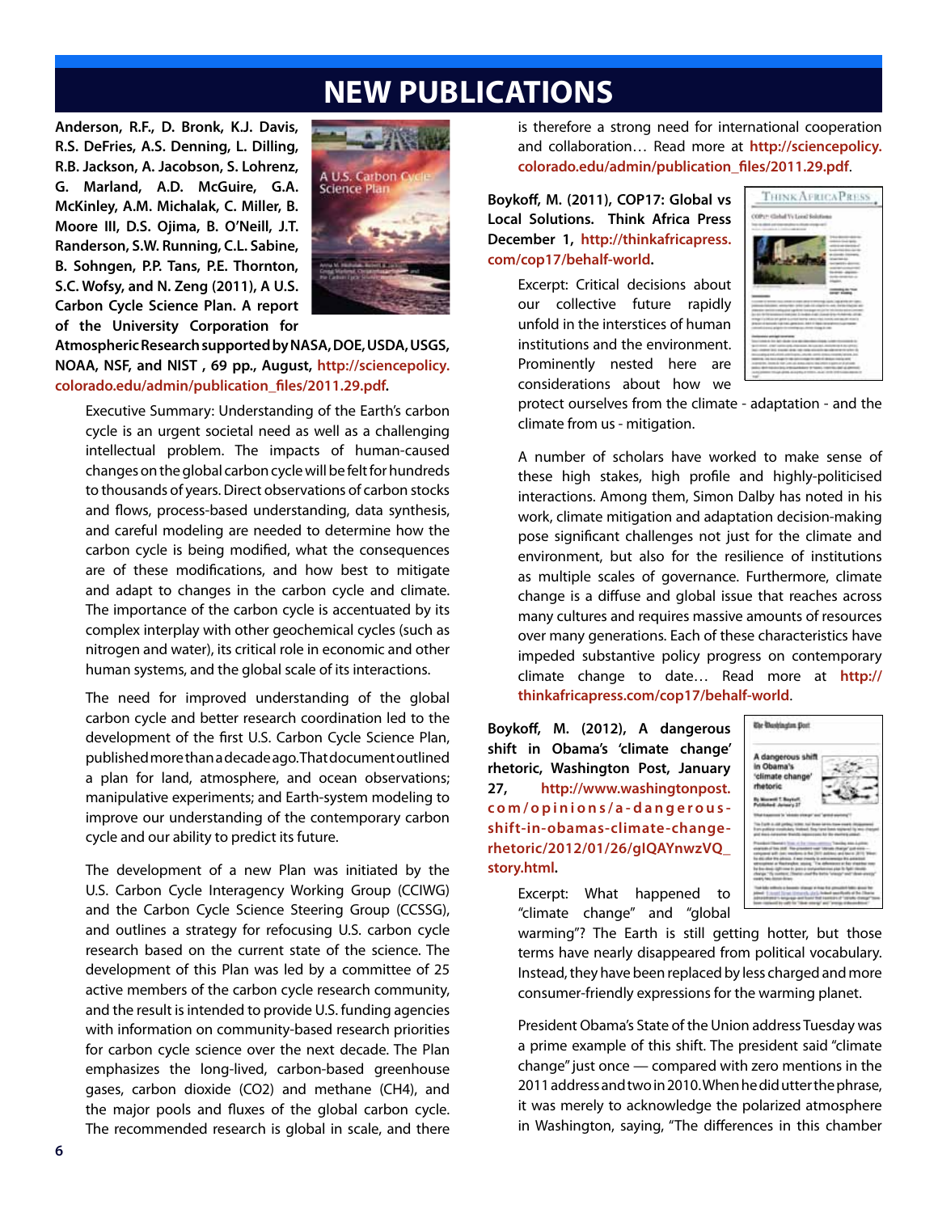# NEW PUBLICATIONS

**Anderson, R.F., D. Bronk, K.J. Davis, R.S. DeFries, A.S. Denning, L. Dilling, R.B. Jackson, A. Jacobson, S. Lohrenz, G. Marland, A.D. McGuire, G.A. McKinley, A.M. Michalak, C. Miller, B. Moore III, D.S. Ojima, B. O'Neill, J.T. Randerson, S.W. Running, C.L. Sabine, B. Sohngen, P.P. Tans, P.E. Thornton, S.C. Wofsy, and N. Zeng (2011), A U.S. Carbon Cycle Science Plan. A report of the University Corporation for Atmospheric Research supported by NASA, DOE, USDA, USGS, NOAA, NSF, and NIST , 69 pp., August, http://sciencepolicy.colorado.edu/admin/publication_files/2011.29.pdf.**

Executive Summary: Understanding of the Earth's carbon cycle is an urgent societal need as well as a challenging intellectual problem. The impacts of human-caused changes on the global carbon cycle will be felt for hundreds to thousands of years. Direct observations of carbon stocks and flows, process-based understanding, data synthesis, and careful modeling are needed to determine how the carbon cycle is being modified, what the consequences are of these modifications, and how best to mitigate and adapt to changes in the carbon cycle and climate. The importance of the carbon cycle is accentuated by its complex interplay with other geochemical cycles (such as nitrogen and water), its critical role in economic and other human systems, and the global scale of its interactions.

The need for improved understanding of the global carbon cycle and better research coordination led to the development of the first U.S. Carbon Cycle Science Plan, published more than a decade ago. That document outlined a plan for land, atmosphere, and ocean observations; manipulative experiments; and Earth-system modeling to improve our understanding of the contemporary carbon cycle and our ability to predict its future.

The development of a new Plan was initiated by the U.S. Carbon Cycle Interagency Working Group (CCIWG) and the Carbon Cycle Science Steering Group (CCSSG), and outlines a strategy for refocusing U.S. carbon cycle research based on the current state of the science. The development of this Plan was led by a committee of 25 active members of the carbon cycle research community, and the result is intended to provide U.S. funding agencies with information on community-based research priorities for carbon cycle science over the next decade. The Plan emphasizes the long-lived, carbon-based greenhouse gases, carbon dioxide ($CO_2$) and methane ($CH_4$), and the major pools and fluxes of the global carbon cycle. The recommended research is global in scale, and there is therefore a strong need for international cooperation and collaboration… Read more at **http://sciencepolicy.colorado.edu/admin/publication_files/2011.29.pdf**.

**Boykoff, M. (2011), COP17: Global vs Local Solutions. Think Africa Press December 1, http://thinkafricapress.com/cop17/behalf-world.**

Excerpt: Critical decisions about our collective future rapidly unfold in the interstices of human institutions and the environment. Prominently nested here are considerations about how we protect ourselves from the climate - adaptation - and the climate from us - mitigation.

A number of scholars have worked to make sense of these high stakes, high profile and highly-politicised interactions. Among them, Simon Dalby has noted in his work, climate mitigation and adaptation decision-making pose significant challenges not just for the climate and environment, but also for the resilience of institutions as multiple scales of governance. Furthermore, climate change is a diffuse and global issue that reaches across many cultures and requires massive amounts of resources over many generations. Each of these characteristics have impeded substantive policy progress on contemporary climate change to date… Read more at **http://thinkafricapress.com/cop17/behalf-world**.

**Boykoff, M. (2012), A dangerous shift in Obama's 'climate change' rhetoric, Washington Post, January 27, http://www.washingtonpost.com/opinions/a-dangerous-shift-in-obamas-climate-change-rhetoric/2012/01/26/gIQAYnwzVQ_story.html.**

Excerpt: What happened to "climate change" and "global warming"? The Earth is still getting hotter, but those terms have nearly disappeared from political vocabulary. Instead, they have been replaced by less charged and more consumer-friendly expressions for the warming planet.

President Obama's State of the Union address Tuesday was a prime example of this shift. The president said "climate change" just once — compared with zero mentions in the 2011 address and two in 2010. When he did utter the phrase, it was merely to acknowledge the polarized atmosphere in Washington, saying, "The differences in this chamber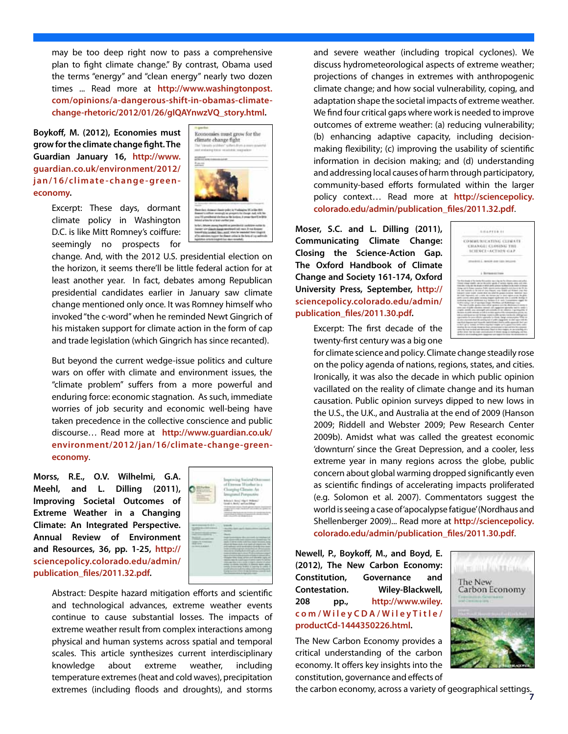may be too deep right now to pass a comprehensive plan to fight climate change." By contrast, Obama used the terms "energy" and "clean energy" nearly two dozen times ... Read more at **http://www.washingtonpost.com/opinions/a-dangerous-shift-in-obamas-climate-change-rhetoric/2012/01/26/glQAYnwzVQ_story.html**.

**Boykoff, M. (2012), Economies must grow for the climate change fight. The Guardian January 16, http://www.guardian.co.uk/environment/2012/jan/16/climate-change-green-economy.**

Excerpt: These days, dormant climate policy in Washington D.C. is like Mitt Romney's coiffure: seemingly no prospects for change. And, with the 2012 U.S. presidential election on the horizon, it seems there'll be little federal action for at least another year. In fact, debates among Republican presidential candidates earlier in January saw climate change mentioned only once. It was Romney himself who invoked "the c-word" when he reminded Newt Gingrich of his mistaken support for climate action in the form of cap and trade legislation (which Gingrich has since recanted).

But beyond the current wedge-issue politics and culture wars on offer with climate and environment issues, the "climate problem" suffers from a more powerful and enduring force: economic stagnation. As such, immediate worries of job security and economic well-being have taken precedence in the collective conscience and public discourse… Read more at **http://www.guardian.co.uk/environment/2012/jan/16/climate-change-green-economy**.

**Morss, R.E., O.V. Wilhelmi, G.A. Meehl, and L. Dilling (2011), Improving Societal Outcomes of Extreme Weather in a Changing Climate: An Integrated Perspective. Annual Review of Environment and Resources, 36, pp. 1-25, http://sciencepolicy.colorado.edu/admin/publication_files/2011.32.pdf.**

Abstract: Despite hazard mitigation efforts and scientific and technological advances, extreme weather events continue to cause substantial losses. The impacts of extreme weather result from complex interactions among physical and human systems across spatial and temporal scales. This article synthesizes current interdisciplinary knowledge about extreme weather, including temperature extremes (heat and cold waves), precipitation extremes (including floods and droughts), and storms and severe weather (including tropical cyclones). We discuss hydrometeorological aspects of extreme weather; projections of changes in extremes with anthropogenic climate change; and how social vulnerability, coping, and adaptation shape the societal impacts of extreme weather. We find four critical gaps where work is needed to improve outcomes of extreme weather: (a) reducing vulnerability; (b) enhancing adaptive capacity, including decision-making flexibility; (c) improving the usability of scientific information in decision making; and (d) understanding and addressing local causes of harm through participatory, community-based efforts formulated within the larger policy context… Read more at **http://sciencepolicy.colorado.edu/admin/publication_files/2011.32.pdf**.

**Moser, S.C. and L. Dilling (2011), Communicating Climate Change: Closing the Science-Action Gap. The Oxford Handbook of Climate Change and Society 161-174, Oxford University Press, September, http://sciencepolicy.colorado.edu/admin/publication_files/2011.30.pdf.**

Excerpt: The first decade of the twenty-first century was a big one for climate science and policy. Climate change steadily rose on the policy agenda of nations, regions, states, and cities. Ironically, it was also the decade in which public opinion vacillated on the reality of climate change and its human causation. Public opinion surveys dipped to new lows in the U.S., the U.K., and Australia at the end of 2009 (Hanson 2009; Riddell and Webster 2009; Pew Research Center 2009b). Amidst what was called the greatest economic 'downturn' since the Great Depression, and a cooler, less extreme year in many regions across the globe, public concern about global warming dropped significantly even as scientific findings of accelerating impacts proliferated (e.g. Solomon et al. 2007). Commentators suggest the world is seeing a case of 'apocalypse fatigue' (Nordhaus and Shellenberger 2009)... Read more at **http://sciencepolicy.colorado.edu/admin/publication_files/2011.30.pdf**.

**Newell, P., Boykoff, M., and Boyd, E. (2012), The New Carbon Economy: Constitution, Governance and Contestation. Wiley-Blackwell, 208 pp., http://www.wiley.com/WileyCDA/WileyTitle/productCd-1444350226.html.**

The New Carbon Economy provides a critical understanding of the carbon economy. It offers key insights into the constitution, governance and effects of the carbon economy, across a variety of geographical settings.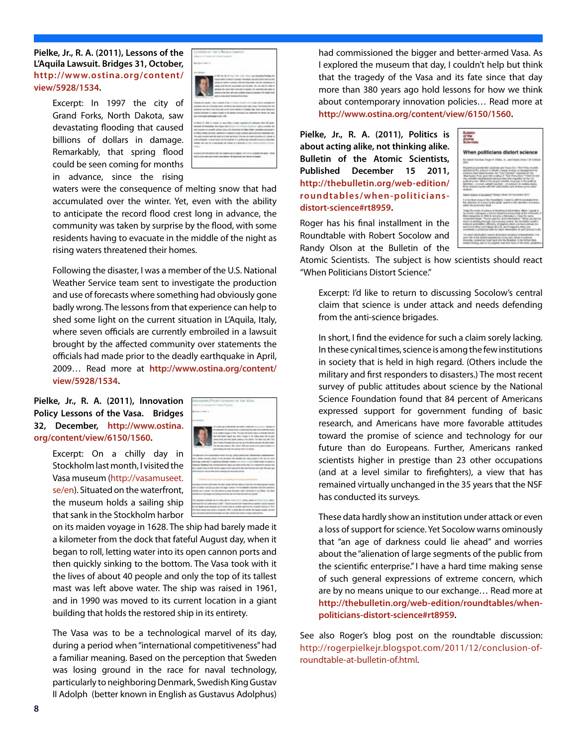**Pielke, Jr., R. A. (2011), Lessons of the L'Aquila Lawsuit. Bridges 31, October, http://www.ostina.org/content/view/5928/1534.**

Excerpt: In 1997 the city of Grand Forks, North Dakota, saw devastating flooding that caused billions of dollars in damage. Remarkably, that spring flood could be seen coming for months in advance, since the rising waters were the consequence of melting snow that had accumulated over the winter. Yet, even with the ability to anticipate the record flood crest long in advance, the community was taken by surprise by the flood, with some residents having to evacuate in the middle of the night as rising waters threatened their homes.

Following the disaster, I was a member of the U.S. National Weather Service team sent to investigate the production and use of forecasts where something had obviously gone badly wrong. The lessons from that experience can help to shed some light on the current situation in L'Aquila, Italy, where seven officials are currently embroiled in a lawsuit brought by the affected community over statements the officials had made prior to the deadly earthquake in April, 2009… Read more at **http://www.ostina.org/content/view/5928/1534**.

**Pielke, Jr., R. A. (2011), Innovation Policy Lessons of the Vasa. Bridges 32, December, http://www.ostina.org/content/view/6150/1560.**

Excerpt: On a chilly day in Stockholm last month, I visited the Vasa museum (http://vasamuseet.se/en). Situated on the waterfront, the museum holds a sailing ship that sank in the Stockholm harbor on its maiden voyage in 1628. The ship had barely made it a kilometer from the dock that fateful August day, when it began to roll, letting water into its open cannon ports and then quickly sinking to the bottom. The Vasa took with it the lives of about 40 people and only the top of its tallest mast was left above water. The ship was raised in 1961, and in 1990 was moved to its current location in a giant building that holds the restored ship in its entirety.

The Vasa was to be a technological marvel of its day, during a period when "international competitiveness" had a familiar meaning. Based on the perception that Sweden was losing ground in the race for naval technology, particularly to neighboring Denmark, Swedish King Gustav II Adolph (better known in English as Gustavus Adolphus) had commissioned the bigger and better-armed Vasa. As I explored the museum that day, I couldn't help but think that the tragedy of the Vasa and its fate since that day more than 380 years ago hold lessons for how we think about contemporary innovation policies… Read more at **http://www.ostina.org/content/view/6150/1560**.

**Pielke, Jr., R. A. (2011), Politics is about acting alike, not thinking alike. Bulletin of the Atomic Scientists, Published December 15 2011, http://thebulletin.org/web-edition/roundtables/when-politicians-distort-science#rt8959.**

Roger has his final installment in the Roundtable with Robert Socolow and Randy Olson at the Bulletin of the Atomic Scientists. The subject is how scientists should react "When Politicians Distort Science."

Excerpt: I'd like to return to discussing Socolow's central claim that science is under attack and needs defending from the anti-science brigades.

In short, I find the evidence for such a claim sorely lacking. In these cynical times, science is among the few institutions in society that is held in high regard. (Others include the military and first responders to disasters.) The most recent survey of public attitudes about science by the National Science Foundation found that 84 percent of Americans expressed support for government funding of basic research, and Americans have more favorable attitudes toward the promise of science and technology for our future than do Europeans. Further, Americans ranked scientists higher in prestige than 23 other occupations (and at a level similar to firefighters), a view that has remained virtually unchanged in the 35 years that the NSF has conducted its surveys.

These data hardly show an institution under attack or even a loss of support for science. Yet Socolow warns ominously that "an age of darkness could lie ahead" and worries about the "alienation of large segments of the public from the scientific enterprise." I have a hard time making sense of such general expressions of extreme concern, which are by no means unique to our exchange… Read more at **http://thebulletin.org/web-edition/roundtables/when-politicians-distort-science#rt8959**.

See also Roger's blog post on the roundtable discussion: http://rogerpielkejr.blogspot.com/2011/12/conclusion-of-roundtable-at-bulletin-of.html.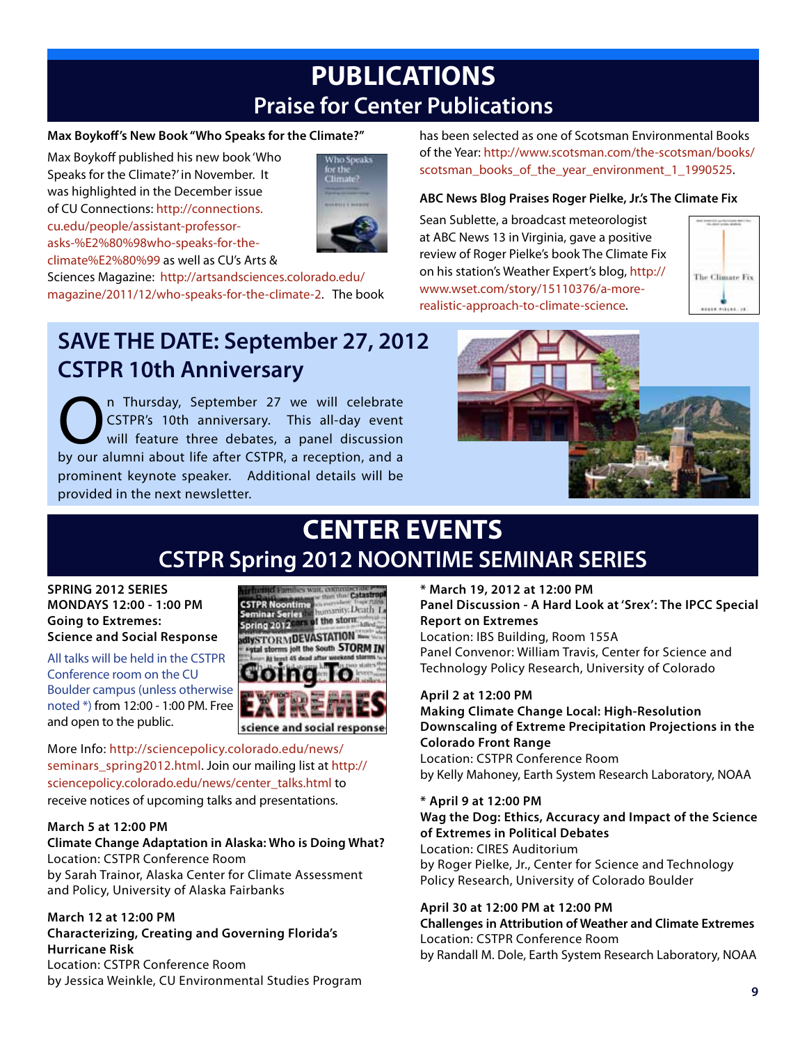# PUBLICATIONS

## Praise for Center Publications

### Max Boykoff's New Book "Who Speaks for the Climate?"

Max Boykoff published his new book 'Who Speaks for the Climate?' in November. It was highlighted in the December issue of CU Connections: http://connections.cu.edu/people/assistant-professor-asks-%E2%80%98who-speaks-for-the-climate%E2%80%99 as well as CU's Arts & Sciences Magazine: http://artsandsciences.colorado.edu/magazine/2011/12/who-speaks-for-the-climate-2. The book has been selected as one of Scotsman Environmental Books of the Year: http://www.scotsman.com/the-scotsman/books/scotsman_books_of_the_year_environment_1_1990525.

### ABC News Blog Praises Roger Pielke, Jr.'s The Climate Fix

Sean Sublette, a broadcast meteorologist at ABC News 13 in Virginia, gave a positive review of Roger Pielke's book The Climate Fix on his station's Weather Expert's blog, http://www.wset.com/story/15110376/a-more-realistic-approach-to-climate-science.

## SAVE THE DATE: September 27, 2012 CSTPR 10th Anniversary

On Thursday, September 27 we will celebrate CSTPR's 10th anniversary. This all-day event will feature three debates, a panel discussion by our alumni about life after CSTPR, a reception, and a prominent keynote speaker. Additional details will be provided in the next newsletter.

# CENTER EVENTS

## CSTPR Spring 2012 NOONTIME SEMINAR SERIES

**SPRING 2012 SERIES**
**MONDAYS 12:00 - 1:00 PM**
**Going to Extremes:**
**Science and Social Response**

All talks will be held in the CSTPR Conference room on the CU Boulder campus (unless otherwise noted *) from 12:00 - 1:00 PM. Free and open to the public.

More Info: http://sciencepolicy.colorado.edu/news/seminars_spring2012.html. Join our mailing list at http://sciencepolicy.colorado.edu/news/center_talks.html to receive notices of upcoming talks and presentations.

**March 5 at 12:00 PM**
**Climate Change Adaptation in Alaska: Who is Doing What?**
Location: CSTPR Conference Room
by Sarah Trainor, Alaska Center for Climate Assessment and Policy, University of Alaska Fairbanks

**March 12 at 12:00 PM**
**Characterizing, Creating and Governing Florida's Hurricane Risk**
Location: CSTPR Conference Room
by Jessica Weinkle, CU Environmental Studies Program

**\* March 19, 2012 at 12:00 PM**
**Panel Discussion - A Hard Look at 'Srex': The IPCC Special Report on Extremes**
Location: IBS Building, Room 155A
Panel Convenor: William Travis, Center for Science and Technology Policy Research, University of Colorado

**April 2 at 12:00 PM**
**Making Climate Change Local: High-Resolution Downscaling of Extreme Precipitation Projections in the Colorado Front Range**
Location: CSTPR Conference Room
by Kelly Mahoney, Earth System Research Laboratory, NOAA

**\* April 9 at 12:00 PM**
**Wag the Dog: Ethics, Accuracy and Impact of the Science of Extremes in Political Debates**
Location: CIRES Auditorium
by Roger Pielke, Jr., Center for Science and Technology Policy Research, University of Colorado Boulder

**April 30 at 12:00 PM at 12:00 PM**
**Challenges in Attribution of Weather and Climate Extremes**
Location: CSTPR Conference Room
by Randall M. Dole, Earth System Research Laboratory, NOAA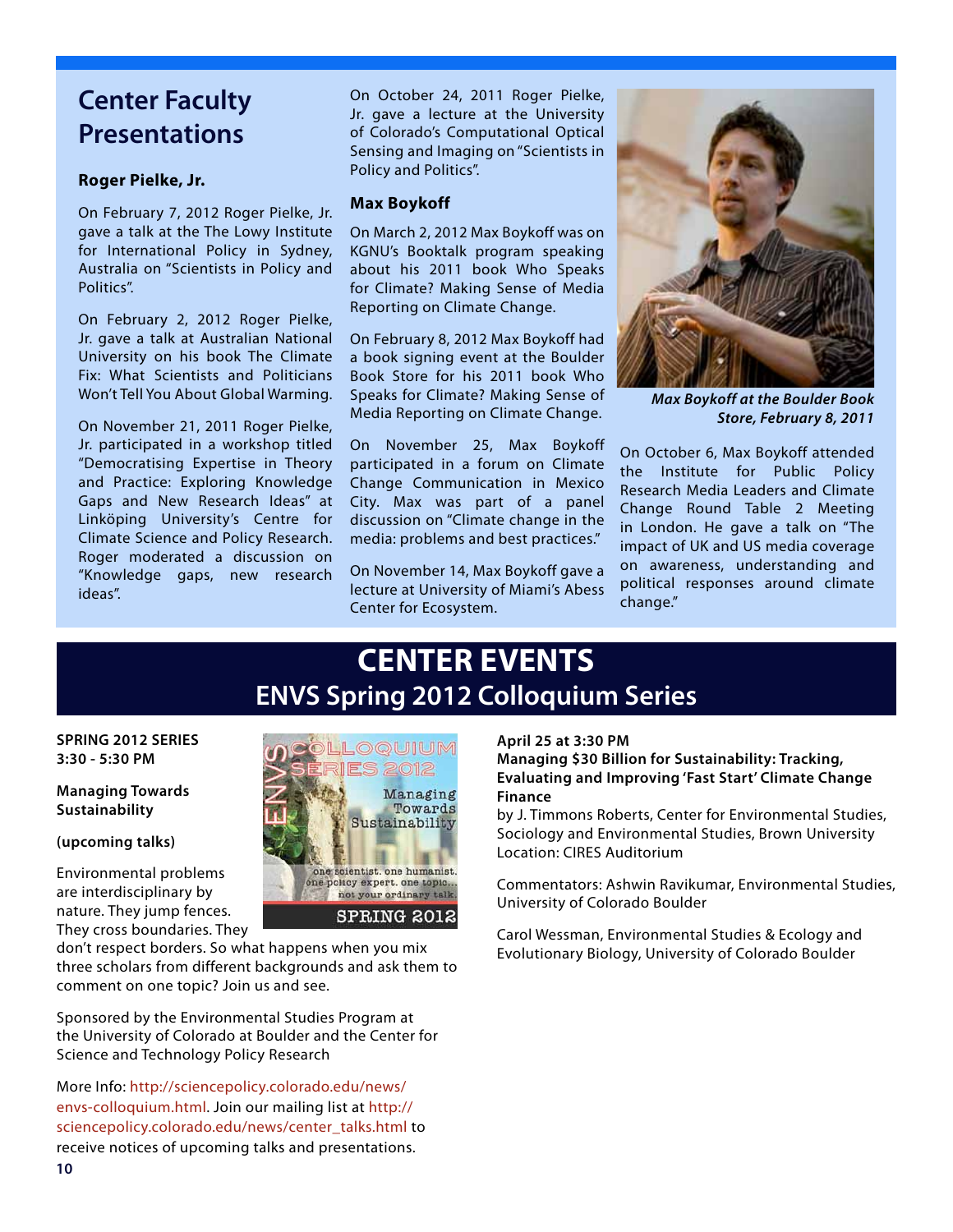## Center Faculty Presentations

### Roger Pielke, Jr.

On February 7, 2012 Roger Pielke, Jr. gave a talk at the The Lowy Institute for International Policy in Sydney, Australia on "Scientists in Policy and Politics".

On February 2, 2012 Roger Pielke, Jr. gave a talk at Australian National University on his book The Climate Fix: What Scientists and Politicians Won't Tell You About Global Warming.

On November 21, 2011 Roger Pielke, Jr. participated in a workshop titled "Democratising Expertise in Theory and Practice: Exploring Knowledge Gaps and New Research Ideas" at Linköping University's Centre for Climate Science and Policy Research. Roger moderated a discussion on "Knowledge gaps, new research ideas".

On October 24, 2011 Roger Pielke, Jr. gave a lecture at the University of Colorado's Computational Optical Sensing and Imaging on "Scientists in Policy and Politics".

### Max Boykoff

On March 2, 2012 Max Boykoff was on KGNU's Booktalk program speaking about his 2011 book Who Speaks for Climate? Making Sense of Media Reporting on Climate Change.

On February 8, 2012 Max Boykoff had a book signing event at the Boulder Book Store for his 2011 book Who Speaks for Climate? Making Sense of Media Reporting on Climate Change.

On November 25, Max Boykoff participated in a forum on Climate Change Communication in Mexico City. Max was part of a panel discussion on "Climate change in the media: problems and best practices."

On November 14, Max Boykoff gave a lecture at University of Miami's Abess Center for Ecosystem.

*Max Boykoff at the Boulder Book Store, February 8, 2011*

On October 6, Max Boykoff attended the Institute for Public Policy Research Media Leaders and Climate Change Round Table 2 Meeting in London. He gave a talk on "The impact of UK and US media coverage on awareness, understanding and political responses around climate change."

# CENTER EVENTS

## ENVS Spring 2012 Colloquium Series

**SPRING 2012 SERIES**
**3:30 - 5:30 PM**

**Managing Towards Sustainability**

**(upcoming talks)**

Environmental problems are interdisciplinary by nature. They jump fences. They cross boundaries. They don't respect borders. So what happens when you mix three scholars from different backgrounds and ask them to comment on one topic? Join us and see.

Sponsored by the Environmental Studies Program at the University of Colorado at Boulder and the Center for Science and Technology Policy Research

More Info: http://sciencepolicy.colorado.edu/news/envs-colloquium.html. Join our mailing list at http://sciencepolicy.colorado.edu/news/center_talks.html to receive notices of upcoming talks and presentations.

**April 25 at 3:30 PM**
**Managing $30 Billion for Sustainability: Tracking, Evaluating and Improving 'Fast Start' Climate Change Finance**
by J. Timmons Roberts, Center for Environmental Studies, Sociology and Environmental Studies, Brown University
Location: CIRES Auditorium

Commentators: Ashwin Ravikumar, Environmental Studies, University of Colorado Boulder

Carol Wessman, Environmental Studies & Ecology and Evolutionary Biology, University of Colorado Boulder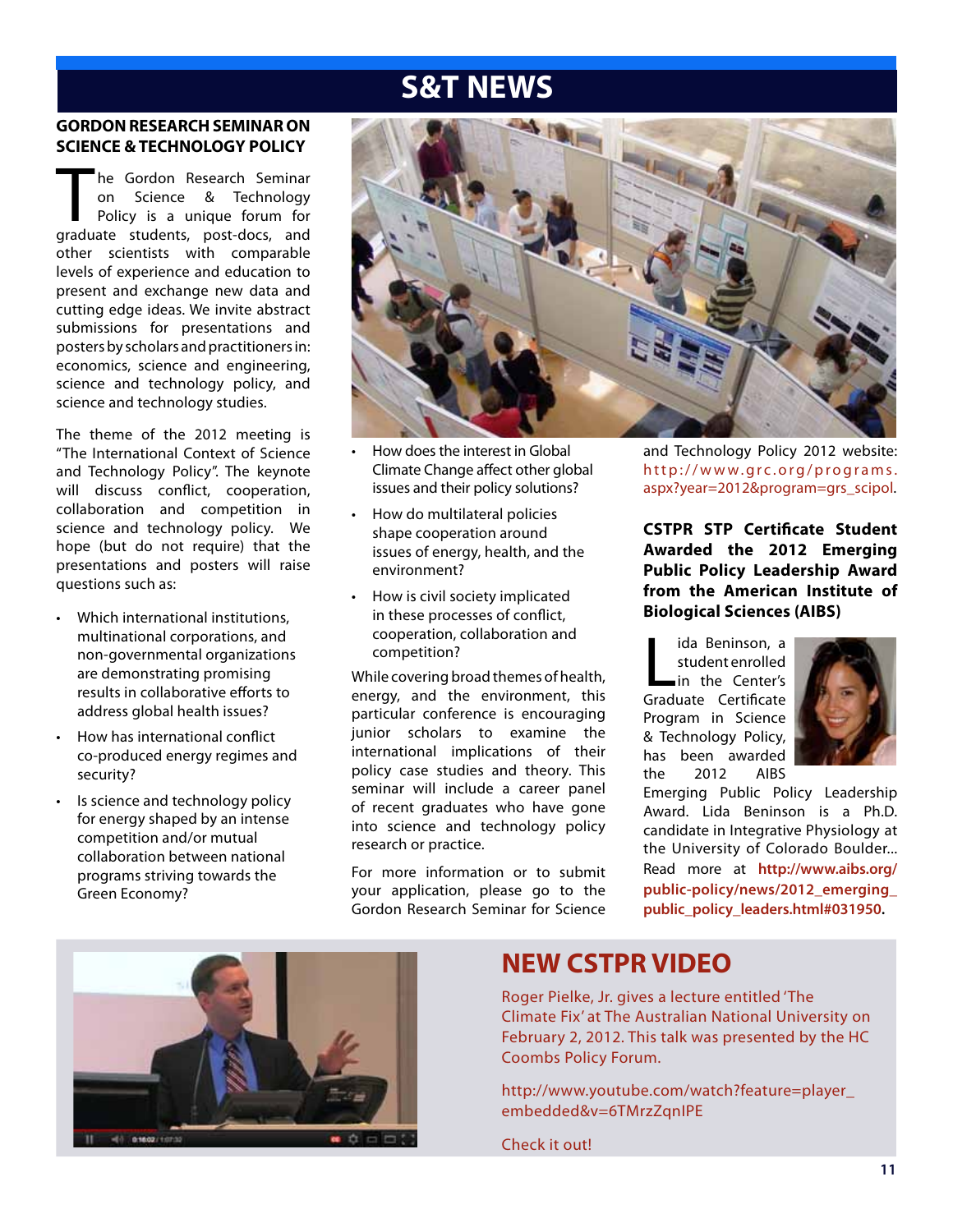# S&T NEWS

## GORDON RESEARCH SEMINAR ON SCIENCE & TECHNOLOGY POLICY

The Gordon Research Seminar on Science & Technology Policy is a unique forum for graduate students, post-docs, and other scientists with comparable levels of experience and education to present and exchange new data and cutting edge ideas. We invite abstract submissions for presentations and posters by scholars and practitioners in: economics, science and engineering, science and technology policy, and science and technology studies.

The theme of the 2012 meeting is "The International Context of Science and Technology Policy". The keynote will discuss conflict, cooperation, collaboration and competition in science and technology policy. We hope (but do not require) that the presentations and posters will raise questions such as:

- Which international institutions, multinational corporations, and non-governmental organizations are demonstrating promising results in collaborative efforts to address global health issues?
- How has international conflict co-produced energy regimes and security?
- Is science and technology policy for energy shaped by an intense competition and/or mutual collaboration between national programs striving towards the Green Economy?
- How does the interest in Global Climate Change affect other global issues and their policy solutions?
- How do multilateral policies shape cooperation around issues of energy, health, and the environment?
- How is civil society implicated in these processes of conflict, cooperation, collaboration and competition?

While covering broad themes of health, energy, and the environment, this particular conference is encouraging junior scholars to examine the international implications of their policy case studies and theory. This seminar will include a career panel of recent graduates who have gone into science and technology policy research or practice.

For more information or to submit your application, please go to the Gordon Research Seminar for Science and Technology Policy 2012 website: http://www.grc.org/programs.aspx?year=2012&program=grs_scipol.

## CSTPR STP Certificate Student Awarded the 2012 Emerging Public Policy Leadership Award from the American Institute of Biological Sciences (AIBS)

Lida Beninson, a student enrolled in the Center's Graduate Certificate Program in Science & Technology Policy, has been awarded the 2012 AIBS Emerging Public Policy Leadership Award. Lida Beninson is a Ph.D. candidate in Integrative Physiology at the University of Colorado Boulder... Read more at **http://www.aibs.org/public-policy/news/2012_emerging_public_policy_leaders.html#031950.**

## NEW CSTPR VIDEO

Roger Pielke, Jr. gives a lecture entitled 'The Climate Fix' at The Australian National University on February 2, 2012. This talk was presented by the HC Coombs Policy Forum.

http://www.youtube.com/watch?feature=player_embedded&v=6TMrzZqnIPE

Check it out!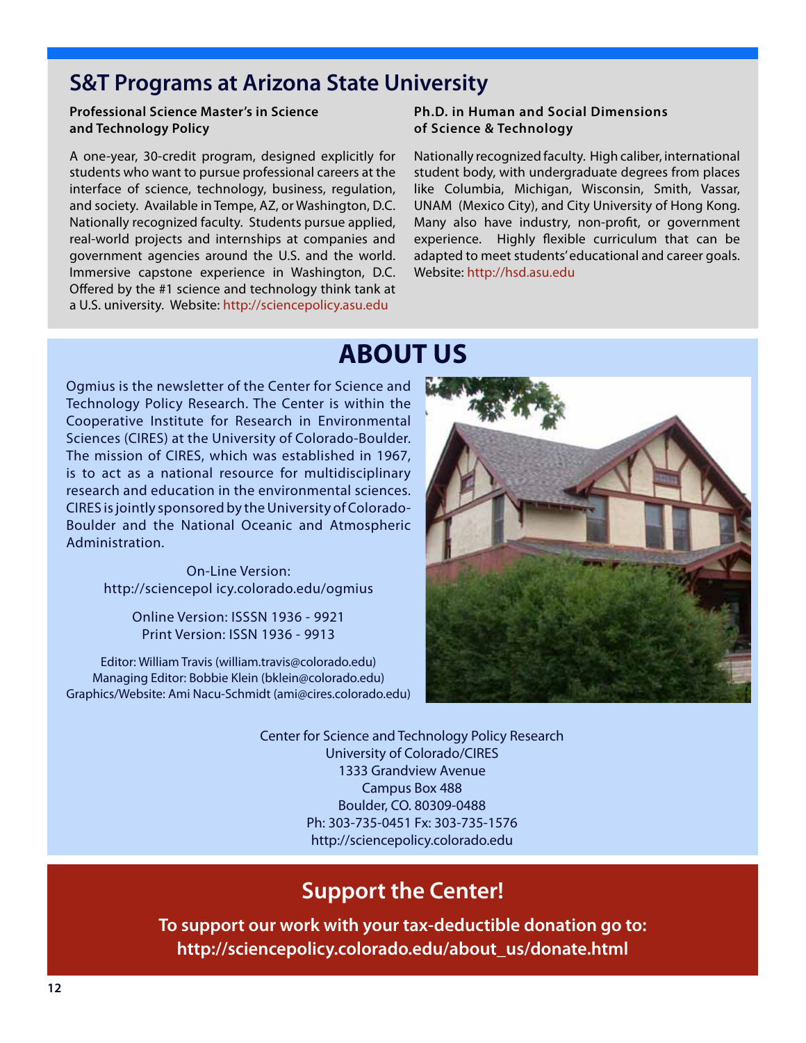## S&T Programs at Arizona State University

**Professional Science Master's in Science and Technology Policy**

A one-year, 30-credit program, designed explicitly for students who want to pursue professional careers at the interface of science, technology, business, regulation, and society. Available in Tempe, AZ, or Washington, D.C. Nationally recognized faculty. Students pursue applied, real-world projects and internships at companies and government agencies around the U.S. and the world. Immersive capstone experience in Washington, D.C. Offered by the #1 science and technology think tank at a U.S. university. Website: http://sciencepolicy.asu.edu

**Ph.D. in Human and Social Dimensions of Science & Technology**

Nationally recognized faculty. High caliber, international student body, with undergraduate degrees from places like Columbia, Michigan, Wisconsin, Smith, Vassar, UNAM (Mexico City), and City University of Hong Kong. Many also have industry, non-profit, or government experience. Highly flexible curriculum that can be adapted to meet students' educational and career goals. Website: http://hsd.asu.edu

# ABOUT US

Ogmius is the newsletter of the Center for Science and Technology Policy Research. The Center is within the Cooperative Institute for Research in Environmental Sciences (CIRES) at the University of Colorado-Boulder. The mission of CIRES, which was established in 1967, is to act as a national resource for multidisciplinary research and education in the environmental sciences. CIRES is jointly sponsored by the University of Colorado-Boulder and the National Oceanic and Atmospheric Administration.

On-Line Version:
http://sciencepol icy.colorado.edu/ogmius

Online Version: ISSSN 1936 - 9921
Print Version: ISSN 1936 - 9913

Editor: William Travis (william.travis@colorado.edu)
Managing Editor: Bobbie Klein (bklein@colorado.edu)
Graphics/Website: Ami Nacu-Schmidt (ami@cires.colorado.edu)

Center for Science and Technology Policy Research
University of Colorado/CIRES
1333 Grandview Avenue
Campus Box 488
Boulder, CO. 80309-0488
Ph: 303-735-0451 Fx: 303-735-1576
http://sciencepolicy.colorado.edu

## Support the Center!

**To support our work with your tax-deductible donation go to: http://sciencepolicy.colorado.edu/about_us/donate.html**